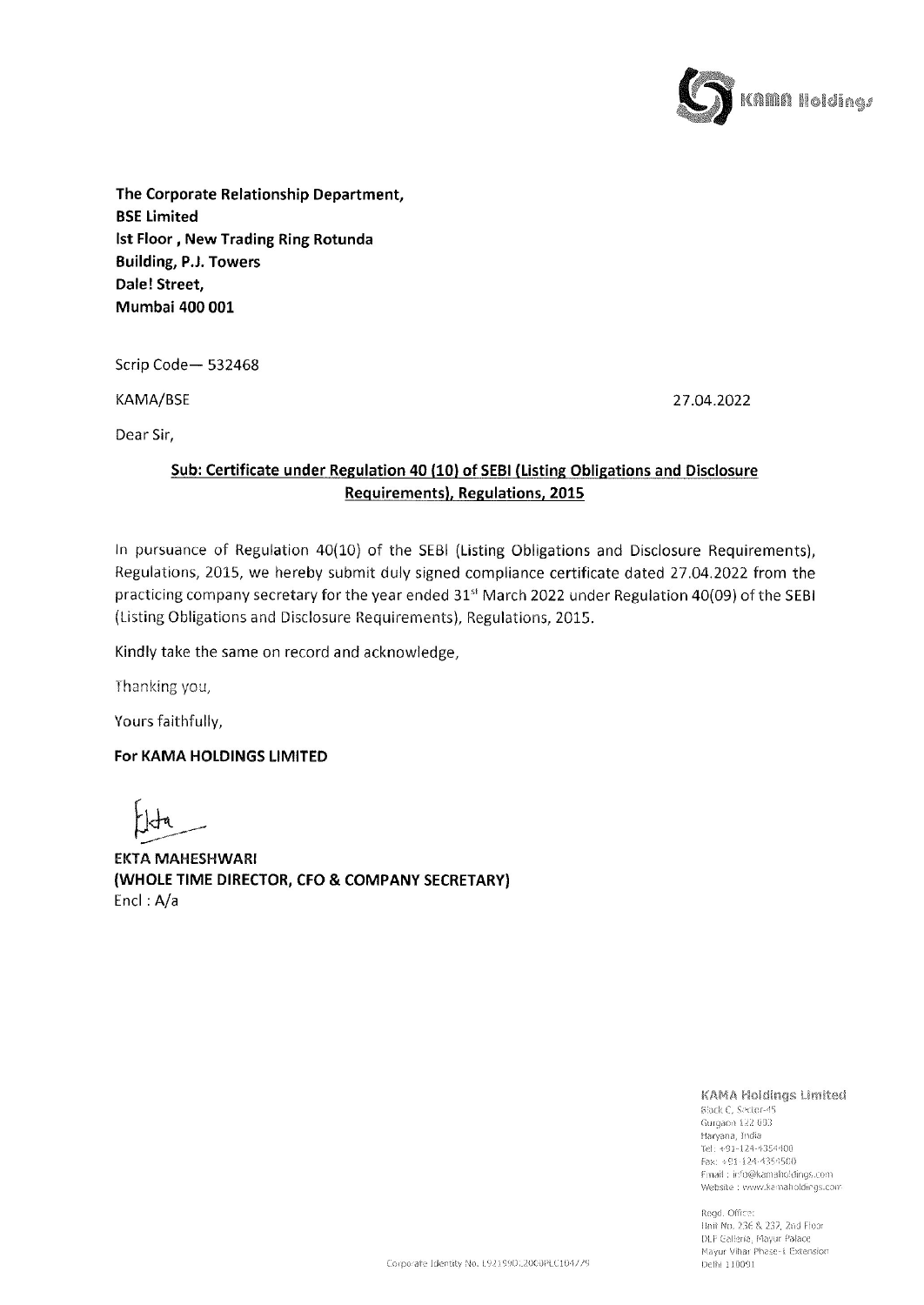**The Corporate Relationship Department,**
**BSE Limited**
**Ist Floor , New Trading Ring Rotunda**
**Building, P.J. Towers**
**Dale! Street,**
**Mumbai 400 001**

Scrip Code— 532468

KAMA/BSE

27.04.2022

Dear Sir,

**Sub: Certificate under Regulation 40 (10) of SEBI (Listing Obligations and Disclosure Requirements), Regulations, 2015**

In pursuance of Regulation 40(10) of the SEBI (Listing Obligations and Disclosure Requirements), Regulations, 2015, we hereby submit duly signed compliance certificate dated 27.04.2022 from the practicing company secretary for the year ended 31st March 2022 under Regulation 40(09) of the SEBI (Listing Obligations and Disclosure Requirements), Regulations, 2015.

Kindly take the same on record and acknowledge,

Thanking you,

Yours faithfully,

**For KAMA HOLDINGS LIMITED**

**EKTA MAHESHWARI**
**(WHOLE TIME DIRECTOR, CFO & COMPANY SECRETARY)**
Encl : A/a

KAMA Holdings Limited
Block C, Sector-45
Gurgaon 122 003
Haryana, India
Tel: +91-124-4354400
Fax: +91-124-4354500
Email : info@kamaholdings.com
Website : www.kamaholdings.com

Regd. Office:
Unit No. 236 & 237, 2nd Floor
DLF Galleria, Mayur Palace
Mayur Vihar Phase-I Extension
Delhi 110091

Corporate Identity No. L92199DL2000PLC104779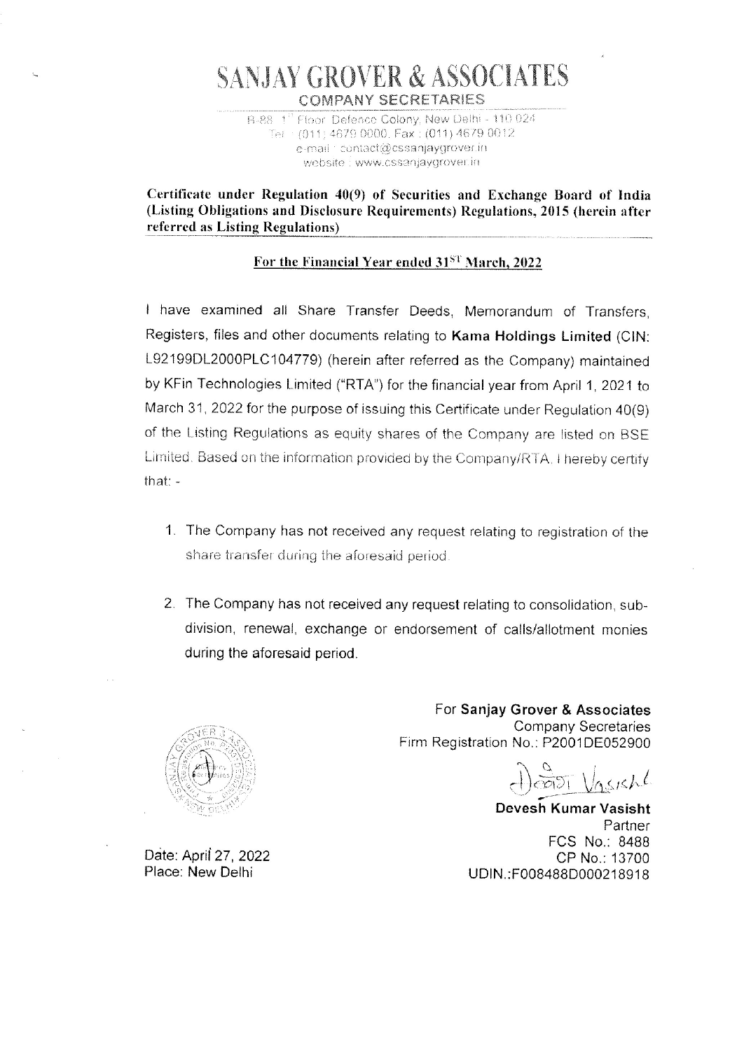# SANJAY GROVER & ASSOCIATES

COMPANY SECRETARIES

B-88, 1st Floor Defence Colony, New Delhi - 110 024
Tel : (011) 4679 0000, Fax : (011) 4679 0012
e-mail : contact@cssanjaygrover.in
website : www.cssanjaygrover.in

**Certificate under Regulation 40(9) of Securities and Exchange Board of India (Listing Obligations and Disclosure Requirements) Regulations, 2015 (herein after referred as Listing Regulations)**

**For the Financial Year ended 31ST March, 2022**

I have examined all Share Transfer Deeds, Memorandum of Transfers, Registers, files and other documents relating to **Kama Holdings Limited** (CIN: L92199DL2000PLC104779) (herein after referred as the Company) maintained by KFin Technologies Limited ("RTA") for the financial year from April 1, 2021 to March 31, 2022 for the purpose of issuing this Certificate under Regulation 40(9) of the Listing Regulations as equity shares of the Company are listed on BSE Limited. Based on the information provided by the Company/RTA, I hereby certify that: -

1. The Company has not received any request relating to registration of the share transfer during the aforesaid period.
2. The Company has not received any request relating to consolidation, sub-division, renewal, exchange or endorsement of calls/allotment monies during the aforesaid period.

For **Sanjay Grover & Associates**
Company Secretaries
Firm Registration No.: P2001DE052900

**Devesh Kumar Vasisht**
Partner
FCS No.: 8488
CP No.: 13700
UDIN.:F008488D000218918

Date: April 27, 2022
Place: New Delhi